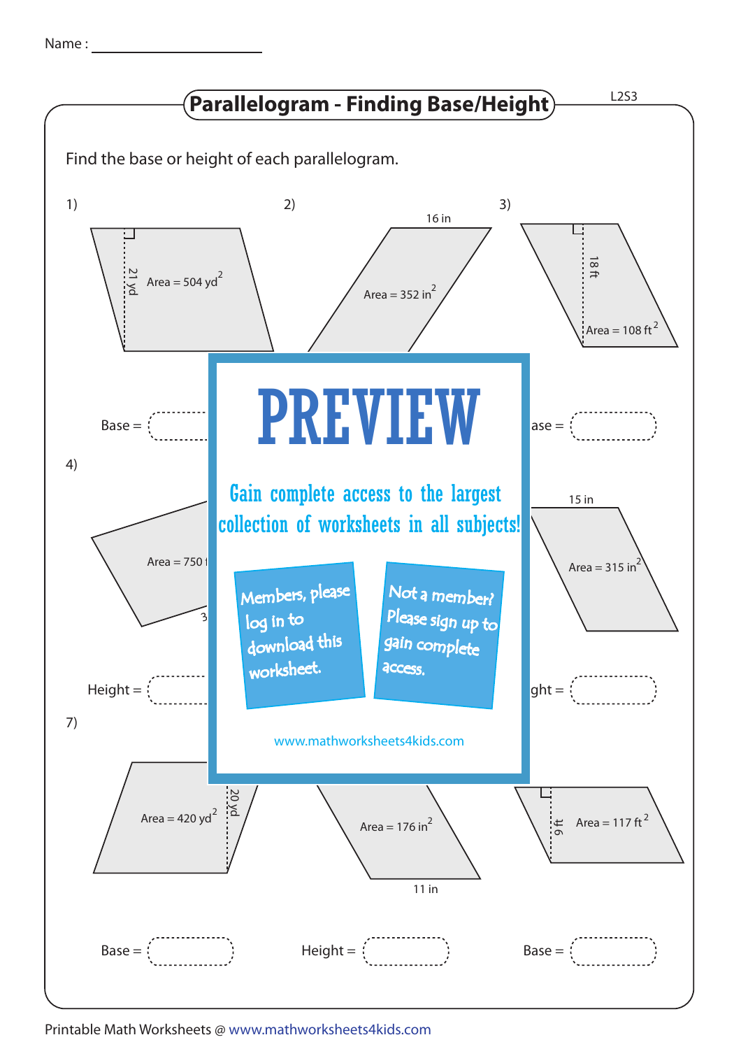Name :

# Parallelogram - Finding Base/Height

L2S3

Find the base or height of each parallelogram.

1) 21 yd; Area = 504 $yd^2$

Base =

2) 16 in; Area = 352 $in^2$

3) 18 ft; Area = 108 $ft^2$

ase =

4) Area = 750 f

3

Height =

15 in; Area = 315 $in^2$

ght =

**PREVIEW**

Gain complete access to the largest collection of worksheets in all subjects!

Members, please log in to download this worksheet.

Not a member? Please sign up to gain complete access.

www.mathworksheets4kids.com

7) 20 yd; Area = 420 $yd^2$

Base =

Area = 176 $in^2$; 11 in

Height =

9 ft; Area = 117 $ft^2$

Base =

Printable Math Worksheets @ www.mathworksheets4kids.com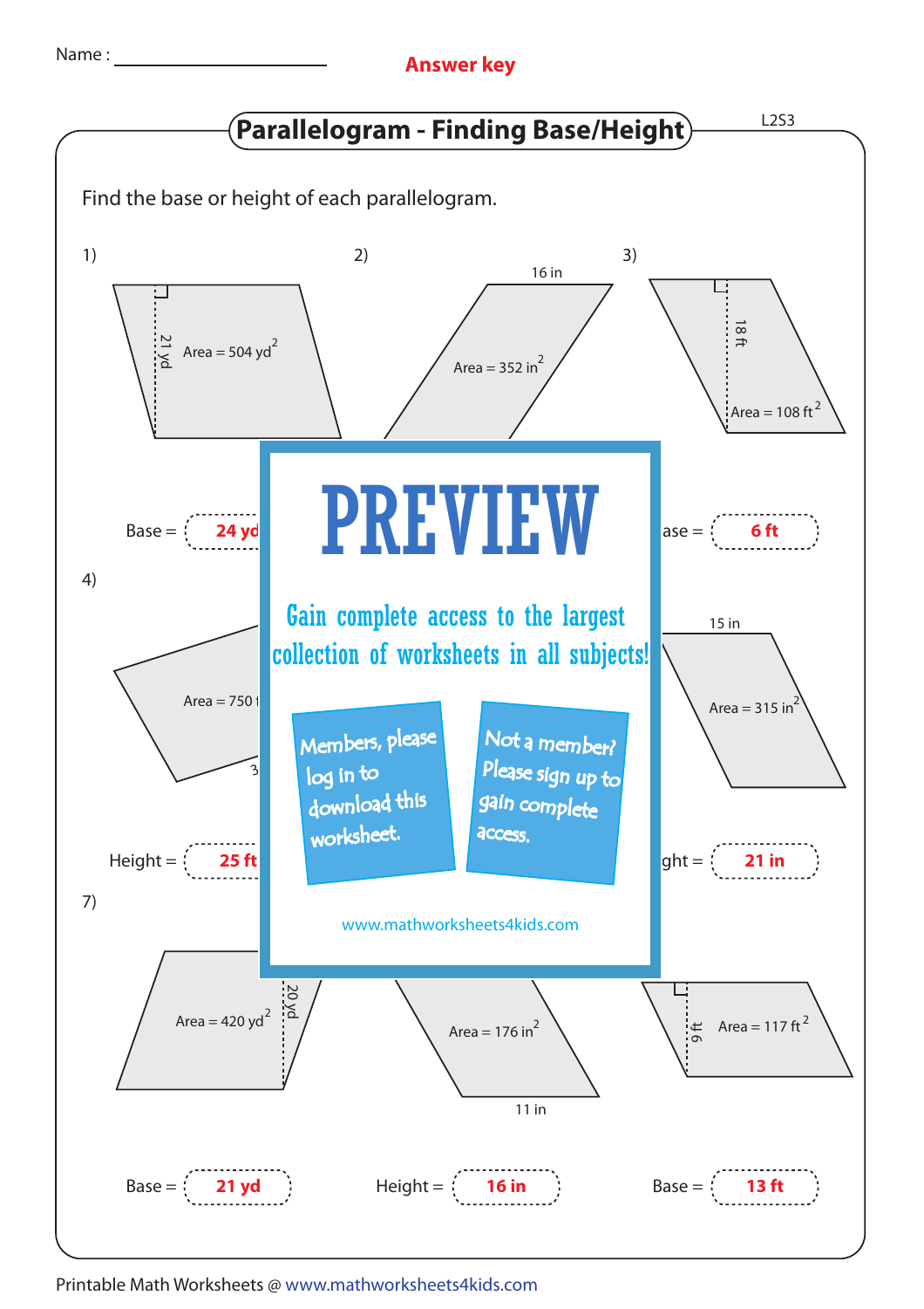Name : ____________________

**Answer key**

# Parallelogram - Finding Base/Height

L2S3

Find the base or height of each parallelogram.

1)

21 yd

Area = 504 $yd^2$

Base = **24 yd**

2)

16 in

Area = 352 $in^2$

3)

18 ft

Area = 108 $ft^2$

Base = **6 ft**

4)

Area = 750 f

3

Height = **25 ft**

15 in

Area = 315 $in^2$

Height = **21 in**

**PREVIEW**

Gain complete access to the largest collection of worksheets in all subjects!

Members, please log in to download this worksheet.

Not a member? Please sign up to gain complete access.

www.mathworksheets4kids.com

7)

Area = 420 $yd^2$

20 yd

Base = **21 yd**

Area = 176 $in^2$

11 in

Height = **16 in**

9 ft

Area = 117 $ft^2$

Base = **13 ft**

Printable Math Worksheets @ www.mathworksheets4kids.com